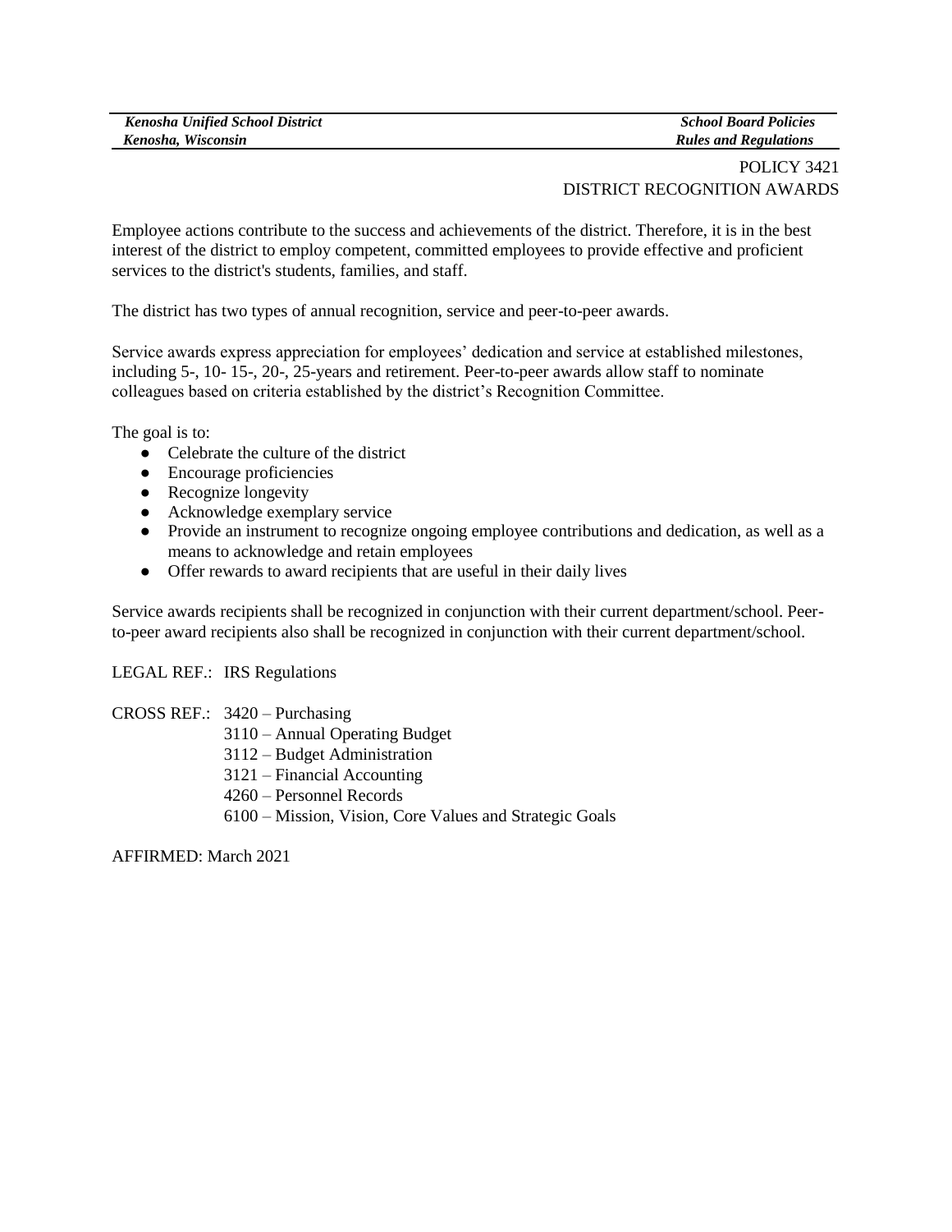POLICY 3421
DISTRICT RECOGNITION AWARDS

Employee actions contribute to the success and achievements of the district. Therefore, it is in the best interest of the district to employ competent, committed employees to provide effective and proficient services to the district's students, families, and staff.

The district has two types of annual recognition, service and peer-to-peer awards.

Service awards express appreciation for employees' dedication and service at established milestones, including 5-, 10- 15-, 20-, 25-years and retirement. Peer-to-peer awards allow staff to nominate colleagues based on criteria established by the district's Recognition Committee.

The goal is to:

- Celebrate the culture of the district
- Encourage proficiencies
- Recognize longevity
- Acknowledge exemplary service
- Provide an instrument to recognize ongoing employee contributions and dedication, as well as a means to acknowledge and retain employees
- Offer rewards to award recipients that are useful in their daily lives

Service awards recipients shall be recognized in conjunction with their current department/school. Peer-to-peer award recipients also shall be recognized in conjunction with their current department/school.

LEGAL REF.: IRS Regulations

CROSS REF.: 3420 – Purchasing
3110 – Annual Operating Budget
3112 – Budget Administration
3121 – Financial Accounting
4260 – Personnel Records
6100 – Mission, Vision, Core Values and Strategic Goals

AFFIRMED: March 2021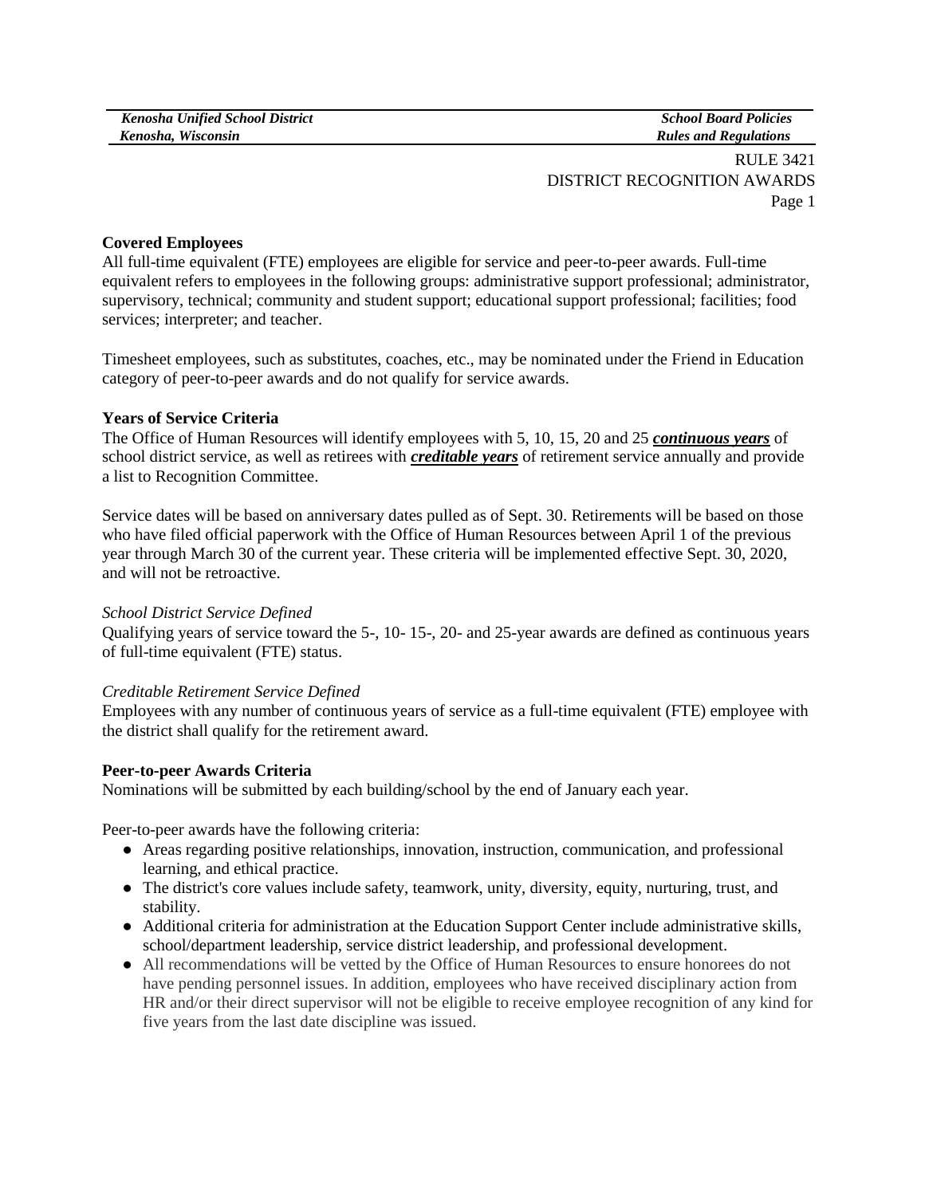RULE 3421
DISTRICT RECOGNITION AWARDS

**Covered Employees**
All full-time equivalent (FTE) employees are eligible for service and peer-to-peer awards. Full-time equivalent refers to employees in the following groups: administrative support professional; administrator, supervisory, technical; community and student support; educational support professional; facilities; food services; interpreter; and teacher.

Timesheet employees, such as substitutes, coaches, etc., may be nominated under the Friend in Education category of peer-to-peer awards and do not qualify for service awards.

**Years of Service Criteria**
The Office of Human Resources will identify employees with 5, 10, 15, 20 and 25 ***continuous years*** of school district service, as well as retirees with ***creditable years*** of retirement service annually and provide a list to Recognition Committee.

Service dates will be based on anniversary dates pulled as of Sept. 30. Retirements will be based on those who have filed official paperwork with the Office of Human Resources between April 1 of the previous year through March 30 of the current year. These criteria will be implemented effective Sept. 30, 2020, and will not be retroactive.

*School District Service Defined*
Qualifying years of service toward the 5-, 10- 15-, 20- and 25-year awards are defined as continuous years of full-time equivalent (FTE) status.

*Creditable Retirement Service Defined*
Employees with any number of continuous years of service as a full-time equivalent (FTE) employee with the district shall qualify for the retirement award.

**Peer-to-peer Awards Criteria**
Nominations will be submitted by each building/school by the end of January each year.

Peer-to-peer awards have the following criteria:

- Areas regarding positive relationships, innovation, instruction, communication, and professional learning, and ethical practice.
- The district's core values include safety, teamwork, unity, diversity, equity, nurturing, trust, and stability.
- Additional criteria for administration at the Education Support Center include administrative skills, school/department leadership, service district leadership, and professional development.
- All recommendations will be vetted by the Office of Human Resources to ensure honorees do not have pending personnel issues. In addition, employees who have received disciplinary action from HR and/or their direct supervisor will not be eligible to receive employee recognition of any kind for five years from the last date discipline was issued.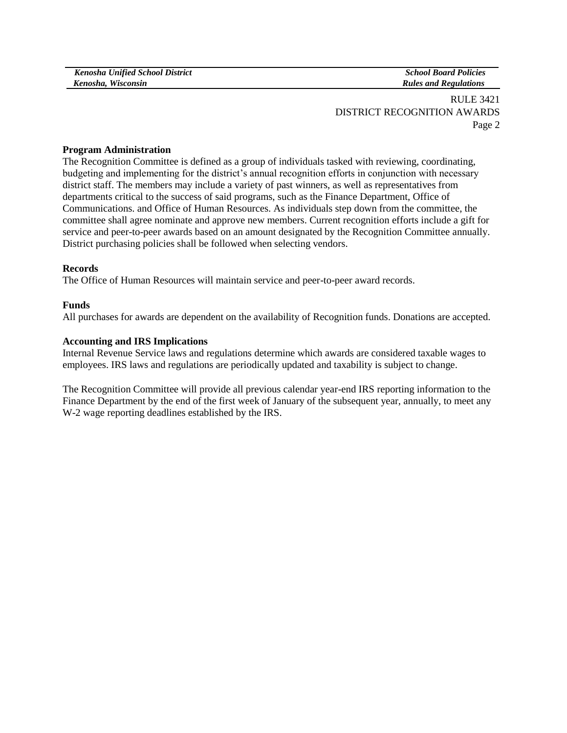## Program Administration

The Recognition Committee is defined as a group of individuals tasked with reviewing, coordinating, budgeting and implementing for the district's annual recognition efforts in conjunction with necessary district staff. The members may include a variety of past winners, as well as representatives from departments critical to the success of said programs, such as the Finance Department, Office of Communications. and Office of Human Resources. As individuals step down from the committee, the committee shall agree nominate and approve new members. Current recognition efforts include a gift for service and peer-to-peer awards based on an amount designated by the Recognition Committee annually. District purchasing policies shall be followed when selecting vendors.

## Records

The Office of Human Resources will maintain service and peer-to-peer award records.

## Funds

All purchases for awards are dependent on the availability of Recognition funds. Donations are accepted.

## Accounting and IRS Implications

Internal Revenue Service laws and regulations determine which awards are considered taxable wages to employees. IRS laws and regulations are periodically updated and taxability is subject to change.

The Recognition Committee will provide all previous calendar year-end IRS reporting information to the Finance Department by the end of the first week of January of the subsequent year, annually, to meet any W-2 wage reporting deadlines established by the IRS.